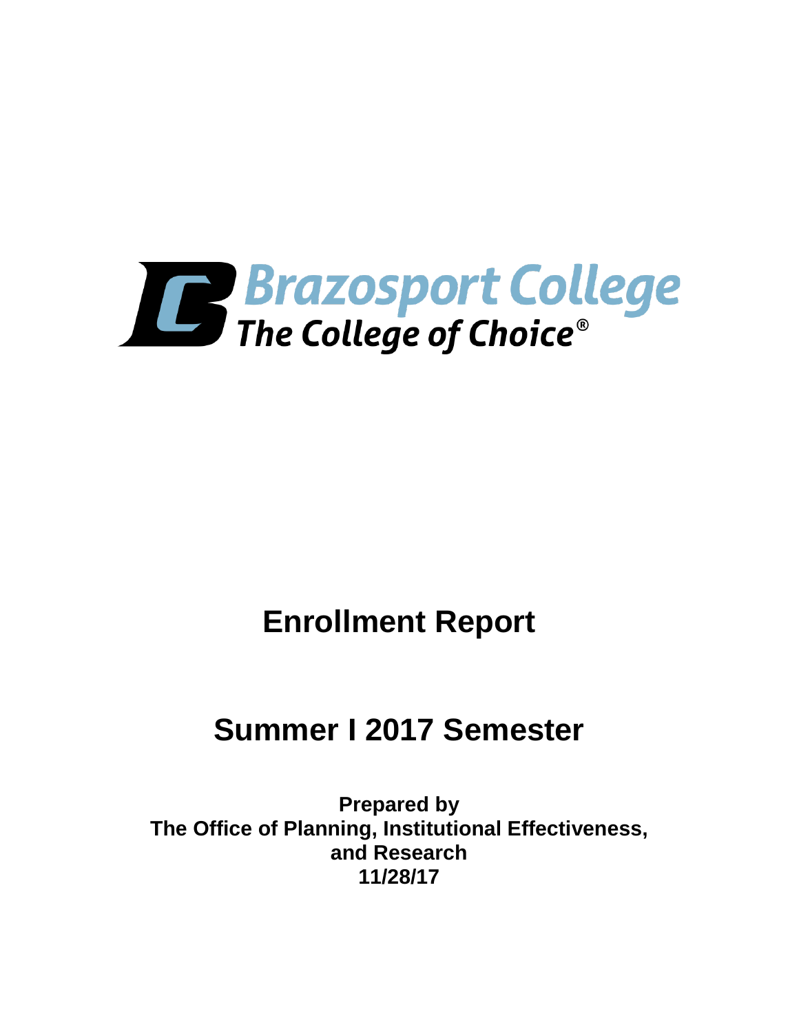Brazosport College

The College of Choice®

# Enrollment Report

# Summer I 2017 Semester

**Prepared by**
**The Office of Planning, Institutional Effectiveness, and Research**
**11/28/17**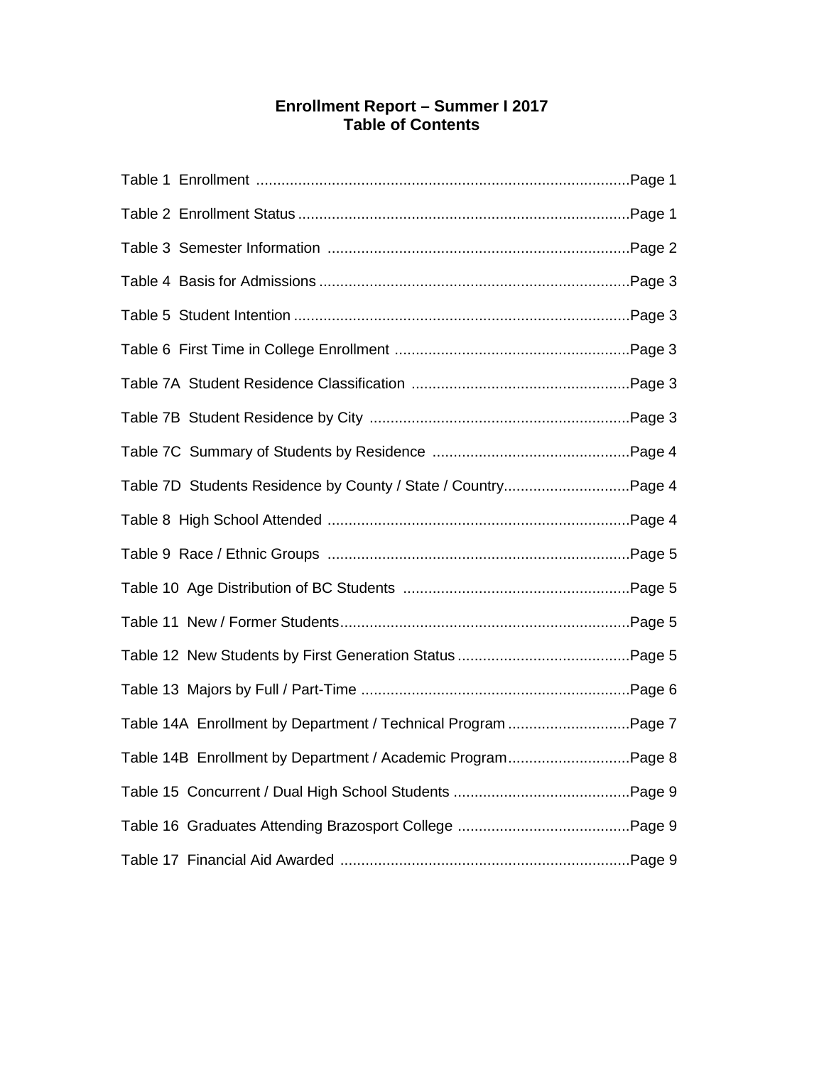# Enrollment Report – Summer I 2017
## Table of Contents

| Table | Page |
|---|---|
| Table 1 Enrollment | Page 1 |
| Table 2 Enrollment Status | Page 1 |
| Table 3 Semester Information | Page 2 |
| Table 4 Basis for Admissions | Page 3 |
| Table 5 Student Intention | Page 3 |
| Table 6 First Time in College Enrollment | Page 3 |
| Table 7A Student Residence Classification | Page 3 |
| Table 7B Student Residence by City | Page 3 |
| Table 7C Summary of Students by Residence | Page 4 |
| Table 7D Students Residence by County / State / Country | Page 4 |
| Table 8 High School Attended | Page 4 |
| Table 9 Race / Ethnic Groups | Page 5 |
| Table 10 Age Distribution of BC Students | Page 5 |
| Table 11 New / Former Students | Page 5 |
| Table 12 New Students by First Generation Status | Page 5 |
| Table 13 Majors by Full / Part-Time | Page 6 |
| Table 14A Enrollment by Department / Technical Program | Page 7 |
| Table 14B Enrollment by Department / Academic Program | Page 8 |
| Table 15 Concurrent / Dual High School Students | Page 9 |
| Table 16 Graduates Attending Brazosport College | Page 9 |
| Table 17 Financial Aid Awarded | Page 9 |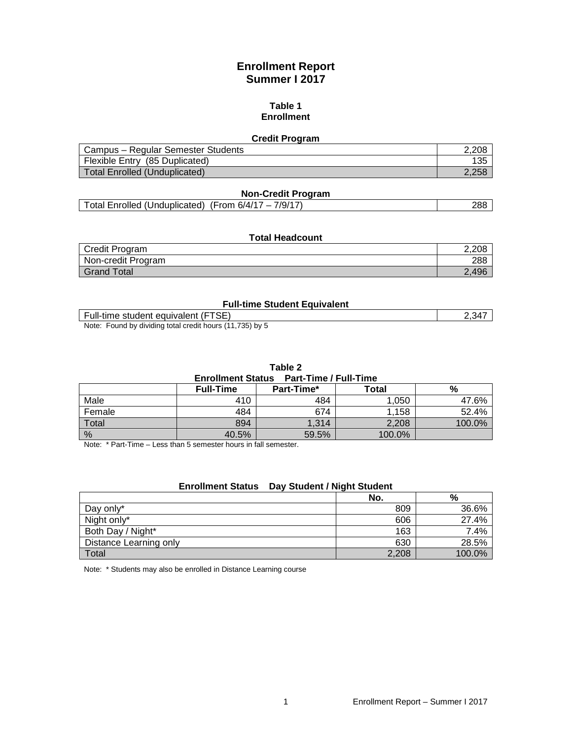# Enrollment Report
# Summer I 2017

### Table 1
### Enrollment

**Credit Program**

| | |
|---|---|
| Campus – Regular Semester Students | 2,208 |
| Flexible Entry (85 Duplicated) | 135 |
| Total Enrolled (Unduplicated) | 2,258 |

**Non-Credit Program**

| | |
|---|---|
| Total Enrolled (Unduplicated) (From 6/4/17 – 7/9/17) | 288 |

**Total Headcount**

| | |
|---|---|
| Credit Program | 2,208 |
| Non-credit Program | 288 |
| Grand Total | 2,496 |

**Full-time Student Equivalent**

| | |
|---|---|
| Full-time student equivalent (FTSE) | 2,347 |

Note: Found by dividing total credit hours (11,735) by 5

### Table 2
**Enrollment Status Part-Time / Full-Time**

| | Full-Time | Part-Time* | Total | % |
|---|---|---|---|---|
| Male | 410 | 484 | 1,050 | 47.6% |
| Female | 484 | 674 | 1,158 | 52.4% |
| Total | 894 | 1,314 | 2,208 | 100.0% |
| % | 40.5% | 59.5% | 100.0% | |

Note: * Part-Time – Less than 5 semester hours in fall semester.

**Enrollment Status Day Student / Night Student**

| | No. | % |
|---|---|---|
| Day only* | 809 | 36.6% |
| Night only* | 606 | 27.4% |
| Both Day / Night* | 163 | 7.4% |
| Distance Learning only | 630 | 28.5% |
| Total | 2,208 | 100.0% |

Note: * Students may also be enrolled in Distance Learning course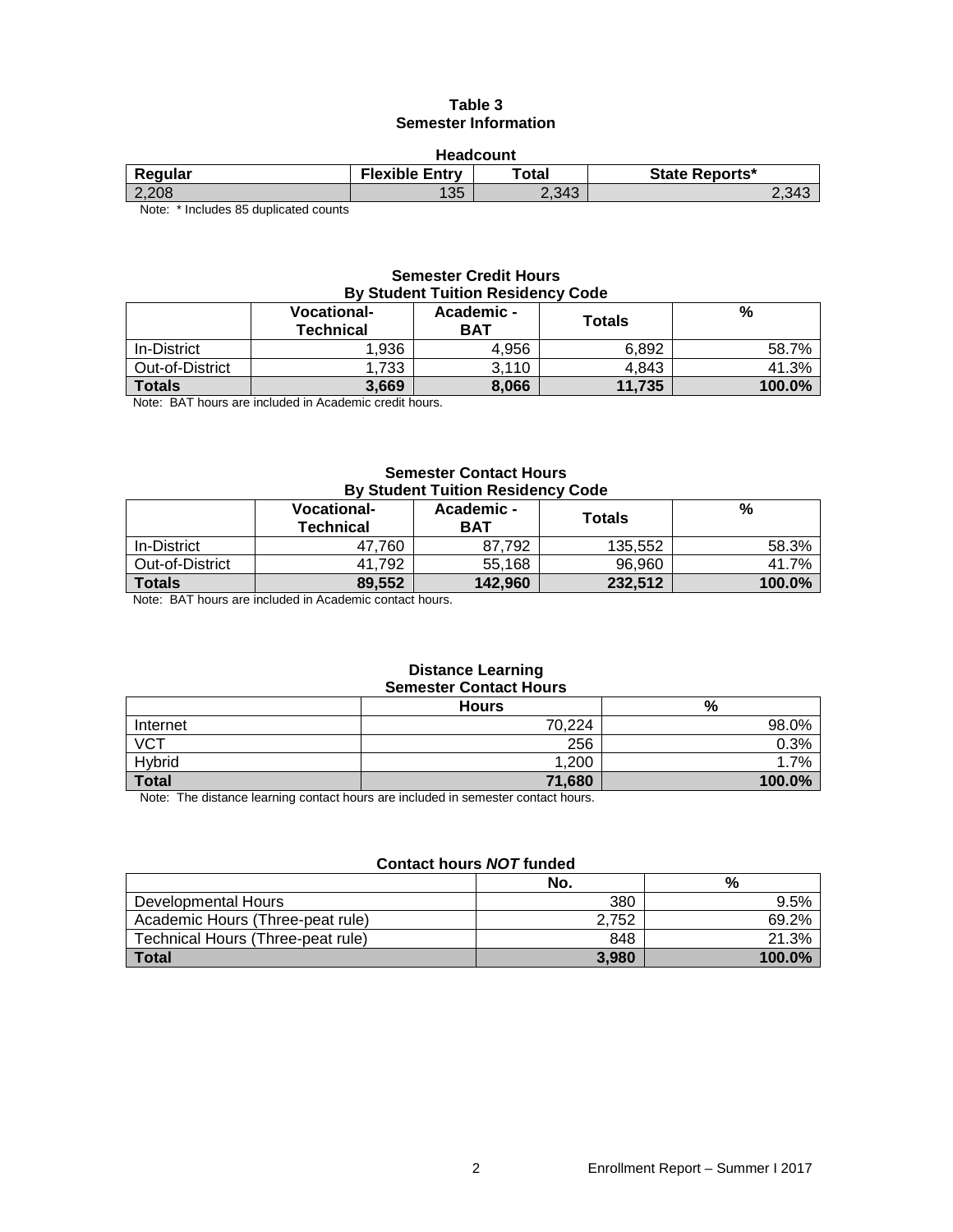# Table 3
## Semester Information

### Headcount

| Regular | Flexible Entry | Total | State Reports* |
|---|---|---|---|
| 2,208 | 135 | 2,343 | 2,343 |

Note: * Includes 85 duplicated counts

### Semester Credit Hours
### By Student Tuition Residency Code

| | Vocational-Technical | Academic - BAT | Totals | % |
|---|---|---|---|---|
| In-District | 1,936 | 4,956 | 6,892 | 58.7% |
| Out-of-District | 1,733 | 3,110 | 4,843 | 41.3% |
| **Totals** | **3,669** | **8,066** | **11,735** | **100.0%** |

Note: BAT hours are included in Academic credit hours.

### Semester Contact Hours
### By Student Tuition Residency Code

| | Vocational-Technical | Academic - BAT | Totals | % |
|---|---|---|---|---|
| In-District | 47,760 | 87,792 | 135,552 | 58.3% |
| Out-of-District | 41,792 | 55,168 | 96,960 | 41.7% |
| **Totals** | **89,552** | **142,960** | **232,512** | **100.0%** |

Note: BAT hours are included in Academic contact hours.

### Distance Learning
### Semester Contact Hours

| | Hours | % |
|---|---|---|
| Internet | 70,224 | 98.0% |
| VCT | 256 | 0.3% |
| Hybrid | 1,200 | 1.7% |
| **Total** | **71,680** | **100.0%** |

Note: The distance learning contact hours are included in semester contact hours.

### Contact hours *NOT* funded

| | No. | % |
|---|---|---|
| Developmental Hours | 380 | 9.5% |
| Academic Hours (Three-peat rule) | 2,752 | 69.2% |
| Technical Hours (Three-peat rule) | 848 | 21.3% |
| **Total** | **3,980** | **100.0%** |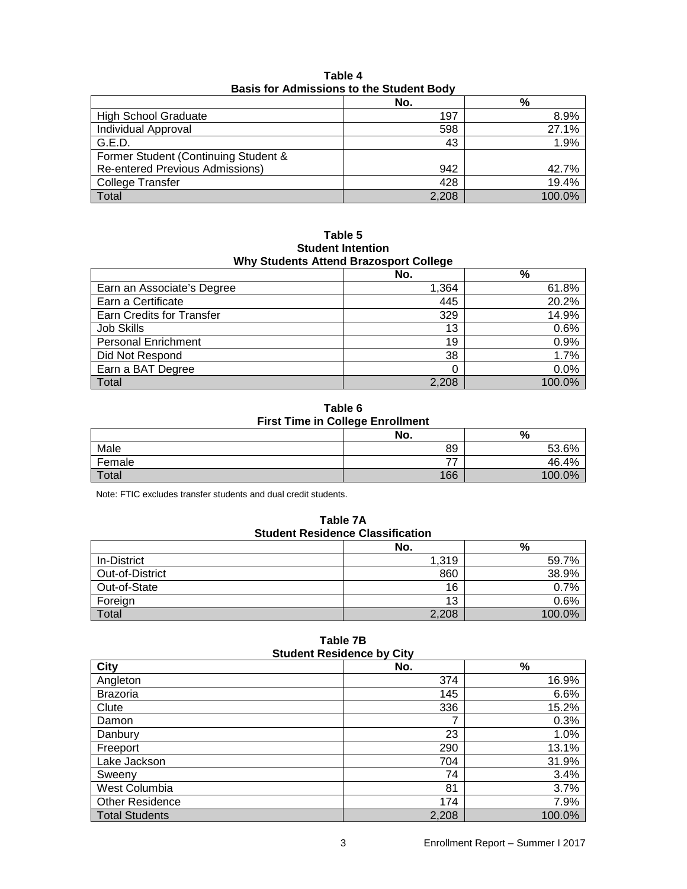**Table 4**
**Basis for Admissions to the Student Body**

| | No. | % |
|---|---|---|
| High School Graduate | 197 | 8.9% |
| Individual Approval | 598 | 27.1% |
| G.E.D. | 43 | 1.9% |
| Former Student (Continuing Student & Re-entered Previous Admissions) | 942 | 42.7% |
| College Transfer | 428 | 19.4% |
| Total | 2,208 | 100.0% |

**Table 5**
**Student Intention**
**Why Students Attend Brazosport College**

| | No. | % |
|---|---|---|
| Earn an Associate's Degree | 1,364 | 61.8% |
| Earn a Certificate | 445 | 20.2% |
| Earn Credits for Transfer | 329 | 14.9% |
| Job Skills | 13 | 0.6% |
| Personal Enrichment | 19 | 0.9% |
| Did Not Respond | 38 | 1.7% |
| Earn a BAT Degree | 0 | 0.0% |
| Total | 2,208 | 100.0% |

**Table 6**
**First Time in College Enrollment**

| | No. | % |
|---|---|---|
| Male | 89 | 53.6% |
| Female | 77 | 46.4% |
| Total | 166 | 100.0% |

Note: FTIC excludes transfer students and dual credit students.

**Table 7A**
**Student Residence Classification**

| | No. | % |
|---|---|---|
| In-District | 1,319 | 59.7% |
| Out-of-District | 860 | 38.9% |
| Out-of-State | 16 | 0.7% |
| Foreign | 13 | 0.6% |
| Total | 2,208 | 100.0% |

**Table 7B**
**Student Residence by City**

| City | No. | % |
|---|---|---|
| Angleton | 374 | 16.9% |
| Brazoria | 145 | 6.6% |
| Clute | 336 | 15.2% |
| Damon | 7 | 0.3% |
| Danbury | 23 | 1.0% |
| Freeport | 290 | 13.1% |
| Lake Jackson | 704 | 31.9% |
| Sweeny | 74 | 3.4% |
| West Columbia | 81 | 3.7% |
| Other Residence | 174 | 7.9% |
| Total Students | 2,208 | 100.0% |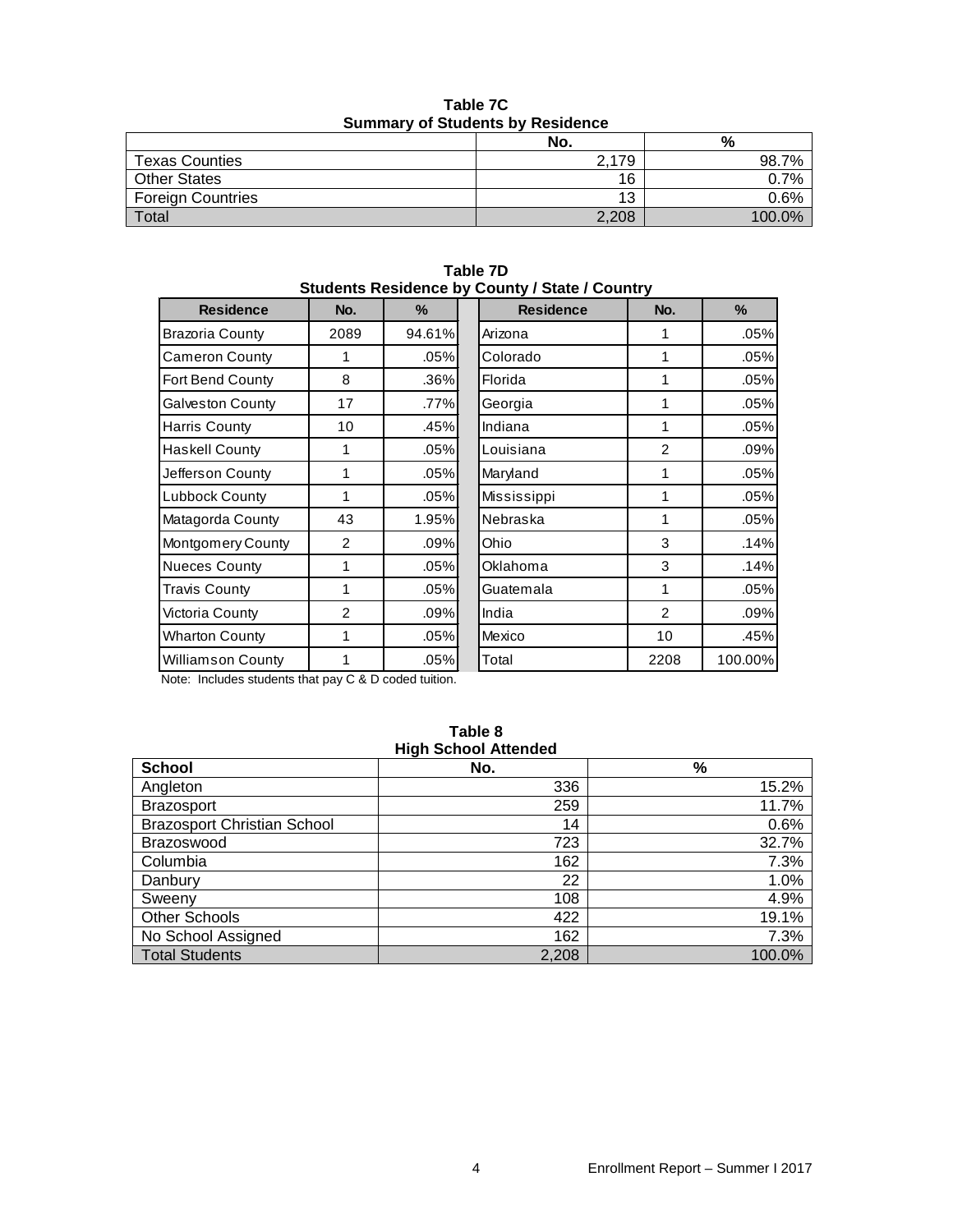**Table 7C**
**Summary of Students by Residence**

| | No. | % |
|---|---|---|
| Texas Counties | 2,179 | 98.7% |
| Other States | 16 | 0.7% |
| Foreign Countries | 13 | 0.6% |
| Total | 2,208 | 100.0% |

**Table 7D**
**Students Residence by County / State / Country**

| Residence | No. | % | Residence | No. | % |
|---|---|---|---|---|---|
| Brazoria County | 2089 | 94.61% | Arizona | 1 | .05% |
| Cameron County | 1 | .05% | Colorado | 1 | .05% |
| Fort Bend County | 8 | .36% | Florida | 1 | .05% |
| Galveston County | 17 | .77% | Georgia | 1 | .05% |
| Harris County | 10 | .45% | Indiana | 1 | .05% |
| Haskell County | 1 | .05% | Louisiana | 2 | .09% |
| Jefferson County | 1 | .05% | Maryland | 1 | .05% |
| Lubbock County | 1 | .05% | Mississippi | 1 | .05% |
| Matagorda County | 43 | 1.95% | Nebraska | 1 | .05% |
| Montgomery County | 2 | .09% | Ohio | 3 | .14% |
| Nueces County | 1 | .05% | Oklahoma | 3 | .14% |
| Travis County | 1 | .05% | Guatemala | 1 | .05% |
| Victoria County | 2 | .09% | India | 2 | .09% |
| Wharton County | 1 | .05% | Mexico | 10 | .45% |
| Williamson County | 1 | .05% | Total | 2208 | 100.00% |

Note: Includes students that pay C & D coded tuition.

**Table 8**
**High School Attended**

| School | No. | % |
|---|---|---|
| Angleton | 336 | 15.2% |
| Brazosport | 259 | 11.7% |
| Brazosport Christian School | 14 | 0.6% |
| Brazoswood | 723 | 32.7% |
| Columbia | 162 | 7.3% |
| Danbury | 22 | 1.0% |
| Sweeny | 108 | 4.9% |
| Other Schools | 422 | 19.1% |
| No School Assigned | 162 | 7.3% |
| Total Students | 2,208 | 100.0% |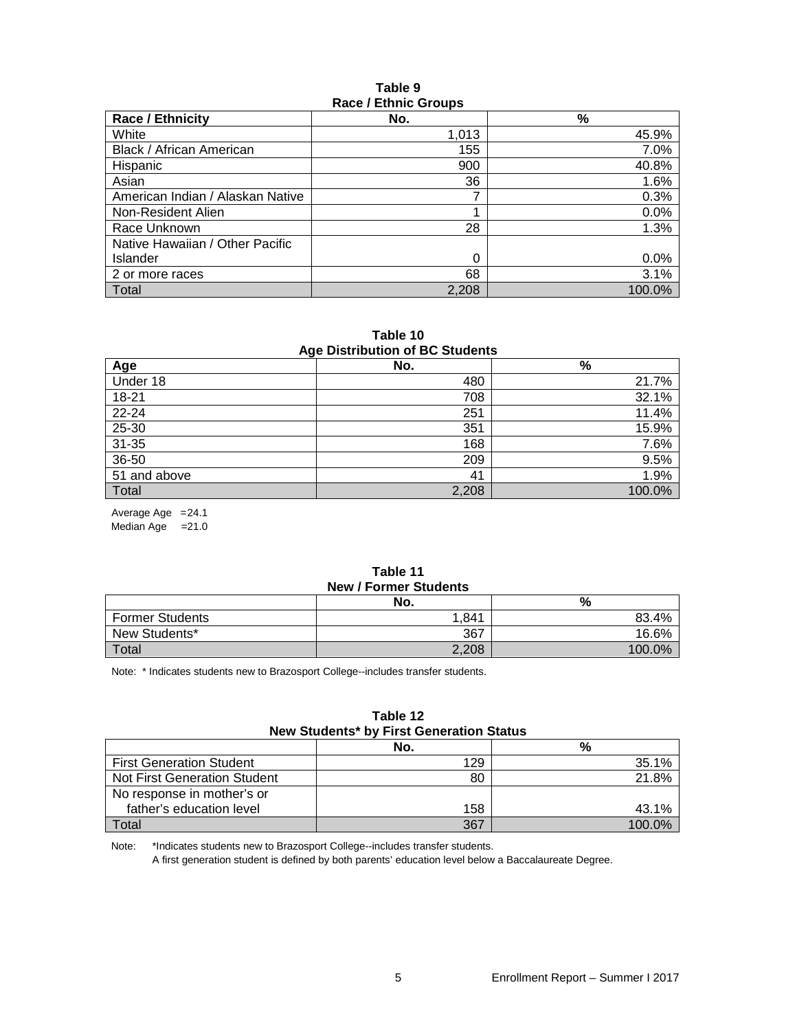**Table 9**
**Race / Ethnic Groups**

| Race / Ethnicity | No. | % |
|---|---|---|
| White | 1,013 | 45.9% |
| Black / African American | 155 | 7.0% |
| Hispanic | 900 | 40.8% |
| Asian | 36 | 1.6% |
| American Indian / Alaskan Native | 7 | 0.3% |
| Non-Resident Alien | 1 | 0.0% |
| Race Unknown | 28 | 1.3% |
| Native Hawaiian / Other Pacific Islander | 0 | 0.0% |
| 2 or more races | 68 | 3.1% |
| Total | 2,208 | 100.0% |

**Table 10**
**Age Distribution of BC Students**

| Age | No. | % |
|---|---|---|
| Under 18 | 480 | 21.7% |
| 18-21 | 708 | 32.1% |
| 22-24 | 251 | 11.4% |
| 25-30 | 351 | 15.9% |
| 31-35 | 168 | 7.6% |
| 36-50 | 209 | 9.5% |
| 51 and above | 41 | 1.9% |
| Total | 2,208 | 100.0% |

Average Age =24.1
Median Age =21.0

**Table 11**
**New / Former Students**

| | No. | % |
|---|---|---|
| Former Students | 1,841 | 83.4% |
| New Students* | 367 | 16.6% |
| Total | 2,208 | 100.0% |

Note: * Indicates students new to Brazosport College--includes transfer students.

**Table 12**
**New Students* by First Generation Status**

| | No. | % |
|---|---|---|
| First Generation Student | 129 | 35.1% |
| Not First Generation Student | 80 | 21.8% |
| No response in mother's or father's education level | 158 | 43.1% |
| Total | 367 | 100.0% |

Note: *Indicates students new to Brazosport College--includes transfer students.
A first generation student is defined by both parents' education level below a Baccalaureate Degree.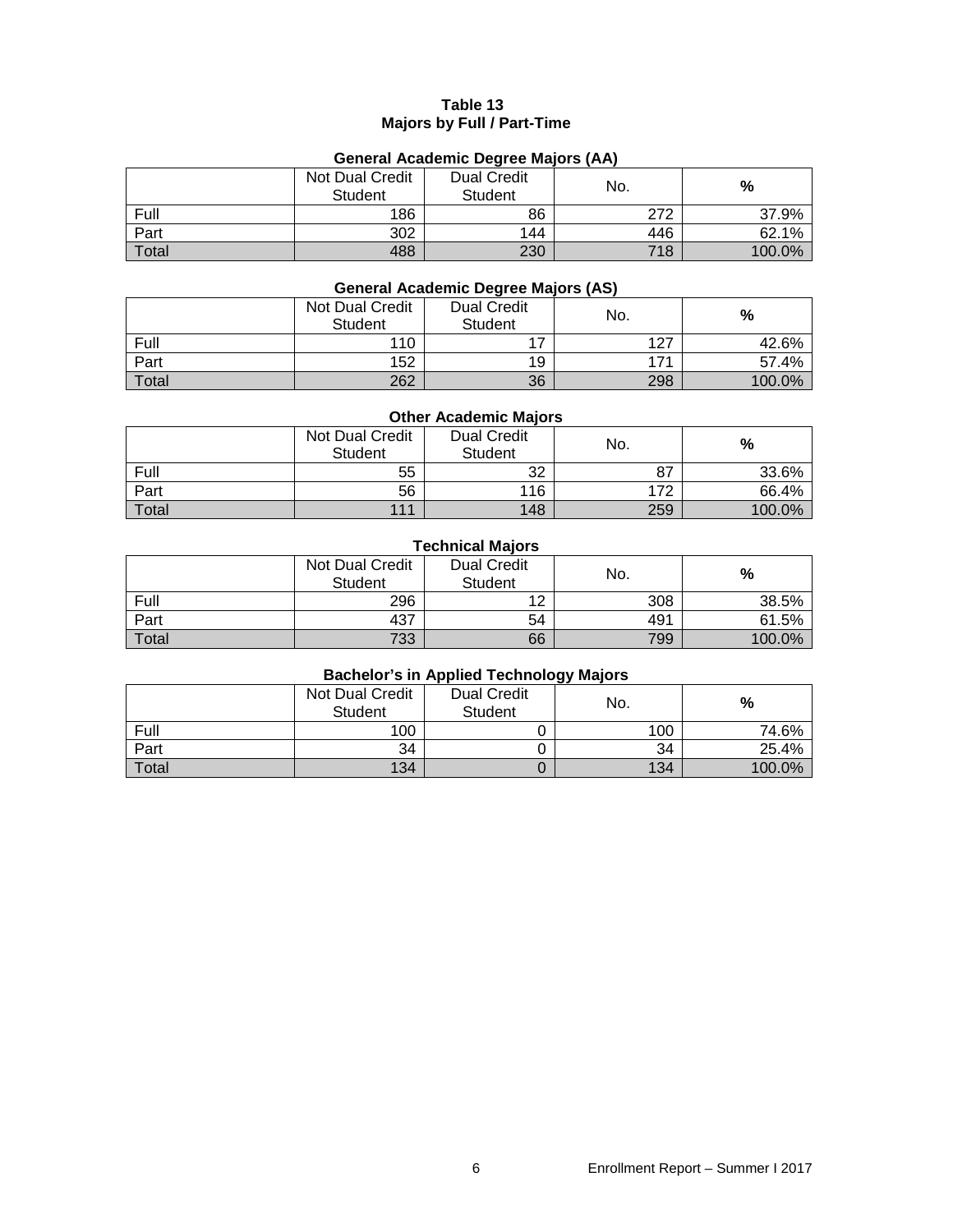**Table 13**
**Majors by Full / Part-Time**

**General Academic Degree Majors (AA)**

| | Not Dual Credit Student | Dual Credit Student | No. | % |
|---|---|---|---|---|
| Full | 186 | 86 | 272 | 37.9% |
| Part | 302 | 144 | 446 | 62.1% |
| Total | 488 | 230 | 718 | 100.0% |

**General Academic Degree Majors (AS)**

| | Not Dual Credit Student | Dual Credit Student | No. | % |
|---|---|---|---|---|
| Full | 110 | 17 | 127 | 42.6% |
| Part | 152 | 19 | 171 | 57.4% |
| Total | 262 | 36 | 298 | 100.0% |

**Other Academic Majors**

| | Not Dual Credit Student | Dual Credit Student | No. | % |
|---|---|---|---|---|
| Full | 55 | 32 | 87 | 33.6% |
| Part | 56 | 116 | 172 | 66.4% |
| Total | 111 | 148 | 259 | 100.0% |

**Technical Majors**

| | Not Dual Credit Student | Dual Credit Student | No. | % |
|---|---|---|---|---|
| Full | 296 | 12 | 308 | 38.5% |
| Part | 437 | 54 | 491 | 61.5% |
| Total | 733 | 66 | 799 | 100.0% |

**Bachelor's in Applied Technology Majors**

| | Not Dual Credit Student | Dual Credit Student | No. | % |
|---|---|---|---|---|
| Full | 100 | 0 | 100 | 74.6% |
| Part | 34 | 0 | 34 | 25.4% |
| Total | 134 | 0 | 134 | 100.0% |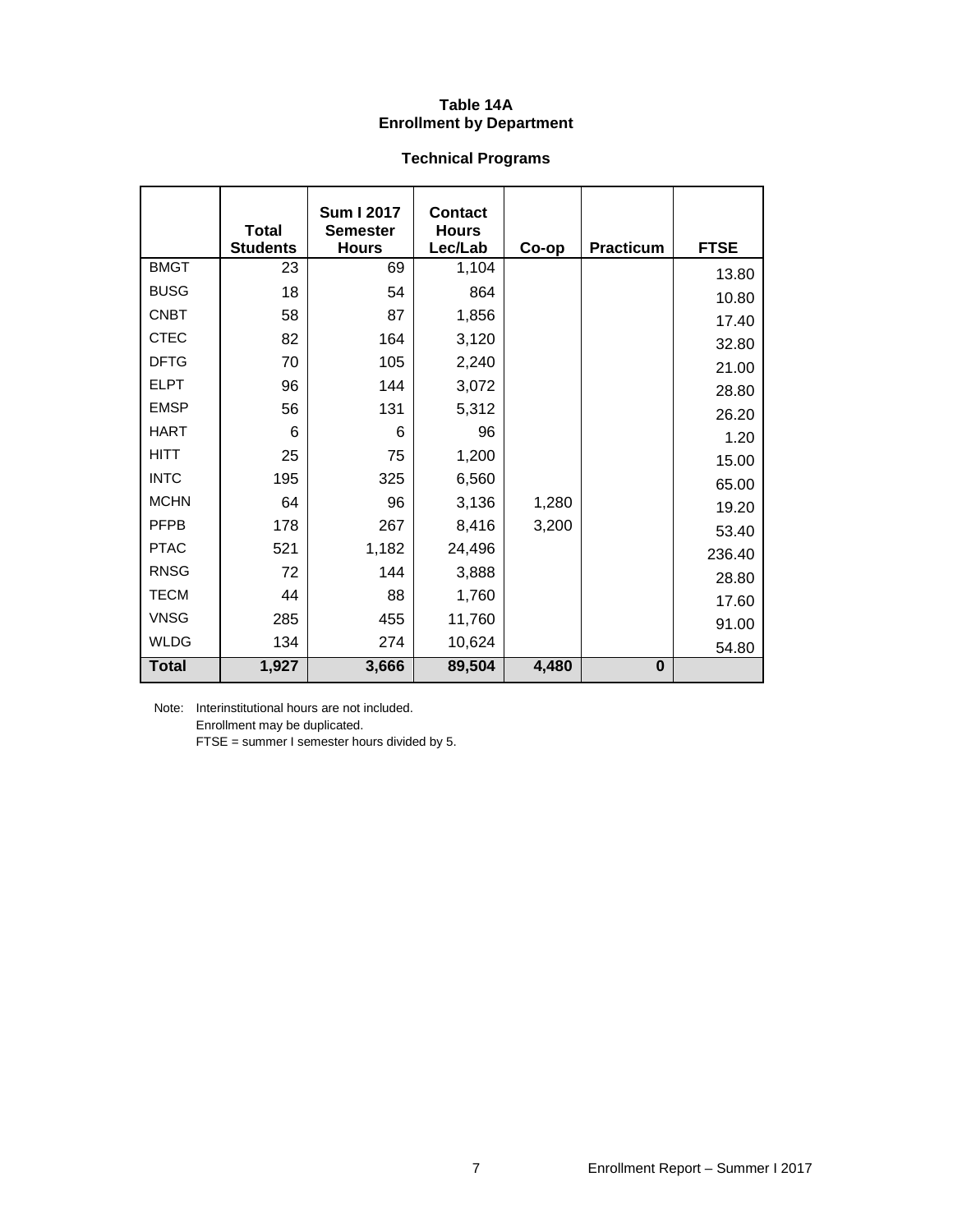**Table 14A**
**Enrollment by Department**

**Technical Programs**

| | Total Students | Sum I 2017 Semester Hours | Contact Hours Lec/Lab | Co-op | Practicum | FTSE |
|---|---|---|---|---|---|---|
| BMGT | 23 | 69 | 1,104 | | | 13.80 |
| BUSG | 18 | 54 | 864 | | | 10.80 |
| CNBT | 58 | 87 | 1,856 | | | 17.40 |
| CTEC | 82 | 164 | 3,120 | | | 32.80 |
| DFTG | 70 | 105 | 2,240 | | | 21.00 |
| ELPT | 96 | 144 | 3,072 | | | 28.80 |
| EMSP | 56 | 131 | 5,312 | | | 26.20 |
| HART | 6 | 6 | 96 | | | 1.20 |
| HITT | 25 | 75 | 1,200 | | | 15.00 |
| INTC | 195 | 325 | 6,560 | | | 65.00 |
| MCHN | 64 | 96 | 3,136 | 1,280 | | 19.20 |
| PFPB | 178 | 267 | 8,416 | 3,200 | | 53.40 |
| PTAC | 521 | 1,182 | 24,496 | | | 236.40 |
| RNSG | 72 | 144 | 3,888 | | | 28.80 |
| TECM | 44 | 88 | 1,760 | | | 17.60 |
| VNSG | 285 | 455 | 11,760 | | | 91.00 |
| WLDG | 134 | 274 | 10,624 | | | 54.80 |
| **Total** | **1,927** | **3,666** | **89,504** | **4,480** | **0** | |

Note: Interinstitutional hours are not included.
Enrollment may be duplicated.
FTSE = summer I semester hours divided by 5.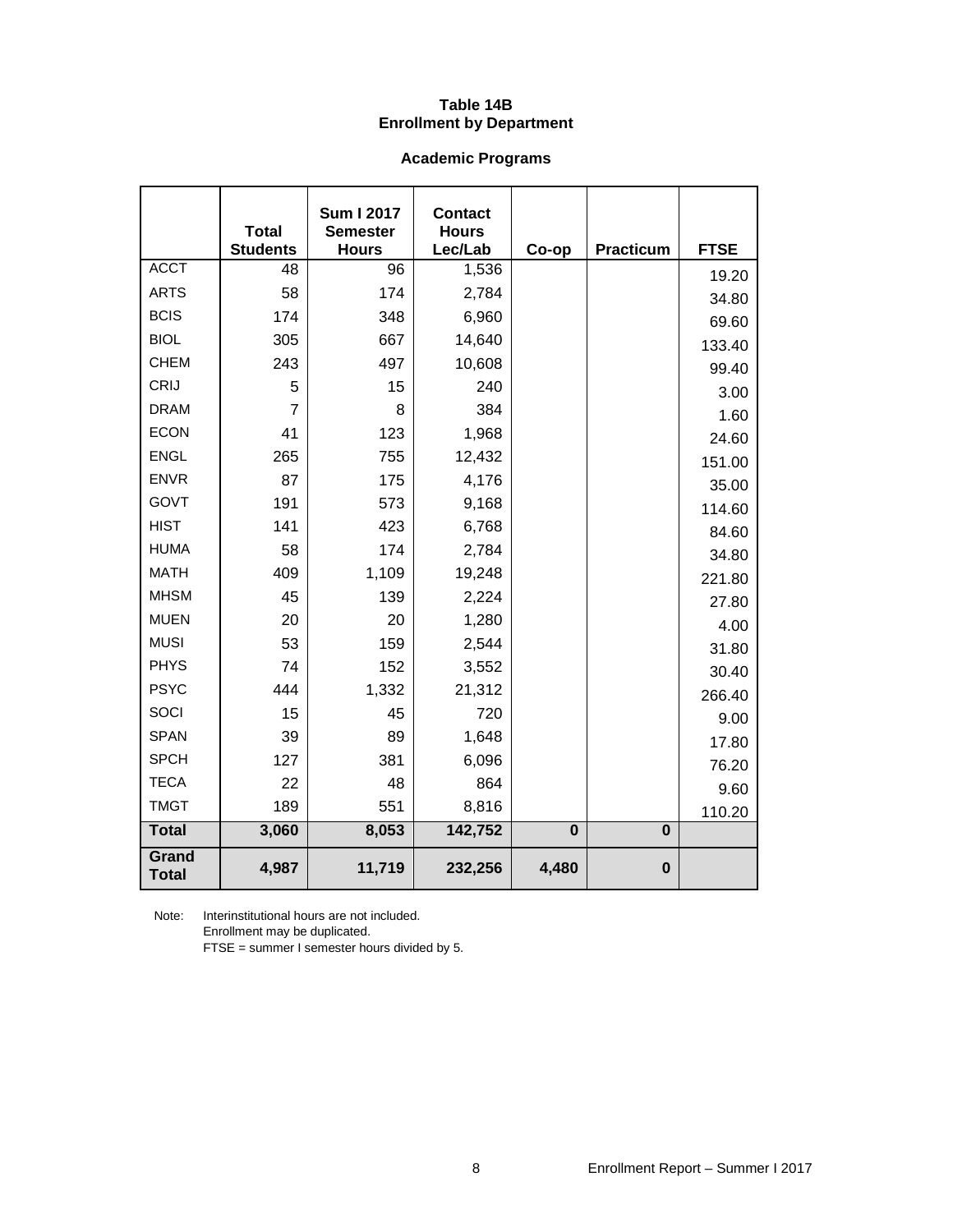**Table 14B**
**Enrollment by Department**

**Academic Programs**

| | Total Students | Sum I 2017 Semester Hours | Contact Hours Lec/Lab | Co-op | Practicum | FTSE |
|---|---|---|---|---|---|---|
| ACCT | 48 | 96 | 1,536 | | | 19.20 |
| ARTS | 58 | 174 | 2,784 | | | 34.80 |
| BCIS | 174 | 348 | 6,960 | | | 69.60 |
| BIOL | 305 | 667 | 14,640 | | | 133.40 |
| CHEM | 243 | 497 | 10,608 | | | 99.40 |
| CRIJ | 5 | 15 | 240 | | | 3.00 |
| DRAM | 7 | 8 | 384 | | | 1.60 |
| ECON | 41 | 123 | 1,968 | | | 24.60 |
| ENGL | 265 | 755 | 12,432 | | | 151.00 |
| ENVR | 87 | 175 | 4,176 | | | 35.00 |
| GOVT | 191 | 573 | 9,168 | | | 114.60 |
| HIST | 141 | 423 | 6,768 | | | 84.60 |
| HUMA | 58 | 174 | 2,784 | | | 34.80 |
| MATH | 409 | 1,109 | 19,248 | | | 221.80 |
| MHSM | 45 | 139 | 2,224 | | | 27.80 |
| MUEN | 20 | 20 | 1,280 | | | 4.00 |
| MUSI | 53 | 159 | 2,544 | | | 31.80 |
| PHYS | 74 | 152 | 3,552 | | | 30.40 |
| PSYC | 444 | 1,332 | 21,312 | | | 266.40 |
| SOCI | 15 | 45 | 720 | | | 9.00 |
| SPAN | 39 | 89 | 1,648 | | | 17.80 |
| SPCH | 127 | 381 | 6,096 | | | 76.20 |
| TECA | 22 | 48 | 864 | | | 9.60 |
| TMGT | 189 | 551 | 8,816 | | | 110.20 |
| **Total** | **3,060** | **8,053** | **142,752** | **0** | **0** | |
| **Grand Total** | **4,987** | **11,719** | **232,256** | **4,480** | **0** | |

Note: Interinstitutional hours are not included.
Enrollment may be duplicated.
FTSE = summer I semester hours divided by 5.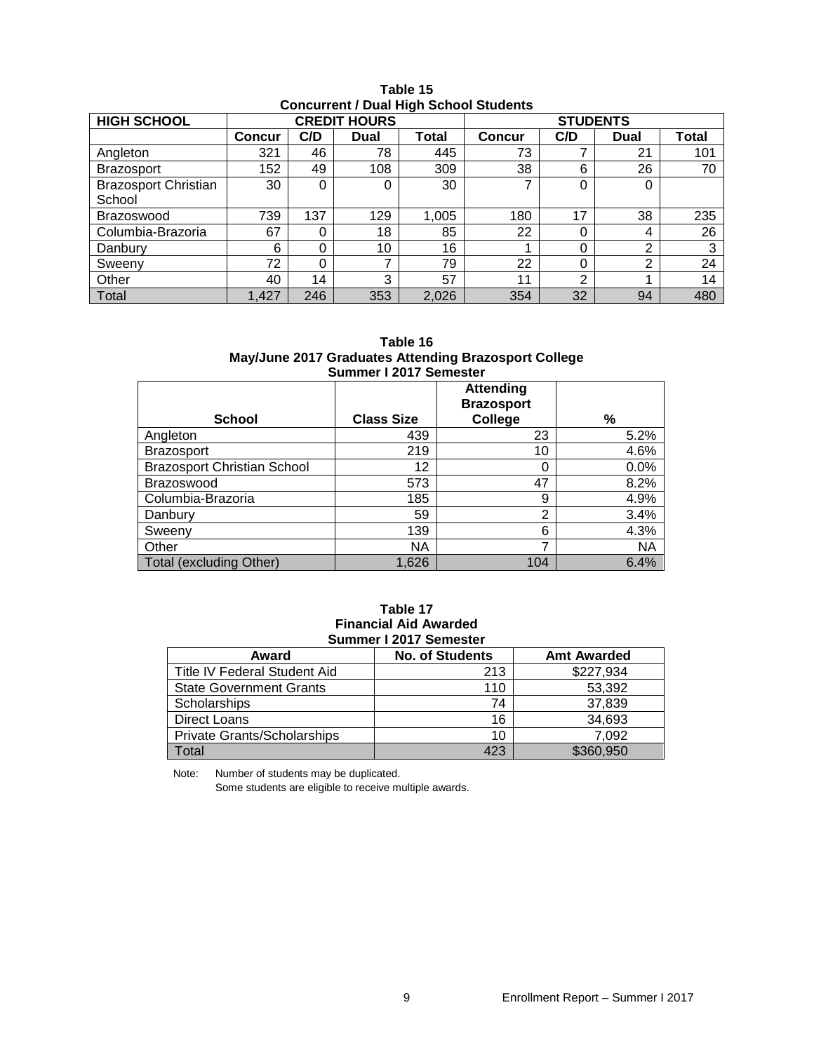**Table 15**
**Concurrent / Dual High School Students**

| HIGH SCHOOL | CREDIT HOURS | | | | STUDENTS | | | |
|---|---|---|---|---|---|---|---|---|
| | Concur | C/D | Dual | Total | Concur | C/D | Dual | Total |
| Angleton | 321 | 46 | 78 | 445 | 73 | 7 | 21 | 101 |
| Brazosport | 152 | 49 | 108 | 309 | 38 | 6 | 26 | 70 |
| Brazosport Christian School | 30 | 0 | 0 | 30 | 7 | 0 | 0 | |
| Brazoswood | 739 | 137 | 129 | 1,005 | 180 | 17 | 38 | 235 |
| Columbia-Brazoria | 67 | 0 | 18 | 85 | 22 | 0 | 4 | 26 |
| Danbury | 6 | 0 | 10 | 16 | 1 | 0 | 2 | 3 |
| Sweeny | 72 | 0 | 7 | 79 | 22 | 0 | 2 | 24 |
| Other | 40 | 14 | 3 | 57 | 11 | 2 | 1 | 14 |
| Total | 1,427 | 246 | 353 | 2,026 | 354 | 32 | 94 | 480 |

**Table 16**
**May/June 2017 Graduates Attending Brazosport College**
**Summer I 2017 Semester**

| School | Class Size | Attending Brazosport College | % |
|---|---|---|---|
| Angleton | 439 | 23 | 5.2% |
| Brazosport | 219 | 10 | 4.6% |
| Brazosport Christian School | 12 | 0 | 0.0% |
| Brazoswood | 573 | 47 | 8.2% |
| Columbia-Brazoria | 185 | 9 | 4.9% |
| Danbury | 59 | 2 | 3.4% |
| Sweeny | 139 | 6 | 4.3% |
| Other | NA | 7 | NA |
| Total (excluding Other) | 1,626 | 104 | 6.4% |

**Table 17**
**Financial Aid Awarded**
**Summer I 2017 Semester**

| Award | No. of Students | Amt Awarded |
|---|---|---|
| Title IV Federal Student Aid | 213 | $227,934 |
| State Government Grants | 110 | 53,392 |
| Scholarships | 74 | 37,839 |
| Direct Loans | 16 | 34,693 |
| Private Grants/Scholarships | 10 | 7,092 |
| Total | 423 | $360,950 |

Note: Number of students may be duplicated.
Some students are eligible to receive multiple awards.